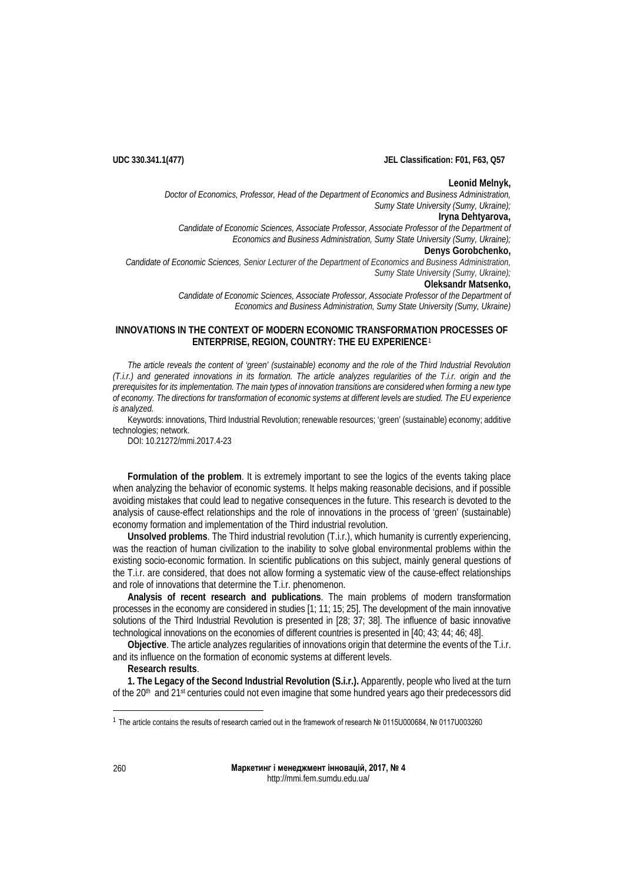UDC 330.341.1(477) JEL Classification: F01, F63, Q57

**Leonid Melnyk,**
*Doctor of Economics, Professor, Head of the Department of Economics and Business Administration, Sumy State University (Sumy, Ukraine);*

**Iryna Dehtyarova,**
*Candidate of Economic Sciences, Associate Professor, Associate Professor of the Department of Economics and Business Administration, Sumy State University (Sumy, Ukraine);*

**Denys Gorobchenko,**
*Candidate of Economic Sciences, Senior Lecturer of the Department of Economics and Business Administration, Sumy State University (Sumy, Ukraine);*

**Oleksandr Matsenko,**
*Candidate of Economic Sciences, Associate Professor, Associate Professor of the Department of Economics and Business Administration, Sumy State University (Sumy, Ukraine)*

# INNOVATIONS IN THE CONTEXT OF MODERN ECONOMIC TRANSFORMATION PROCESSES OF ENTERPRISE, REGION, COUNTRY: THE EU EXPERIENCE[1]

*The article reveals the content of 'green' (sustainable) economy and the role of the Third Industrial Revolution (T.i.r.) and generated innovations in its formation. The article analyzes regularities of the T.i.r. origin and the prerequisites for its implementation. The main types of innovation transitions are considered when forming a new type of economy. The directions for transformation of economic systems at different levels are studied. The EU experience is analyzed.*

Keywords: innovations, Third Industrial Revolution; renewable resources; 'green' (sustainable) economy; additive technologies; network.

DOI: 10.21272/mmi.2017.4-23

**Formulation of the problem**. It is extremely important to see the logics of the events taking place when analyzing the behavior of economic systems. It helps making reasonable decisions, and if possible avoiding mistakes that could lead to negative consequences in the future. This research is devoted to the analysis of cause-effect relationships and the role of innovations in the process of 'green' (sustainable) economy formation and implementation of the Third industrial revolution.

**Unsolved problems**. The Third industrial revolution (T.i.r.), which humanity is currently experiencing, was the reaction of human civilization to the inability to solve global environmental problems within the existing socio-economic formation. In scientific publications on this subject, mainly general questions of the T.i.r. are considered, that does not allow forming a systematic view of the cause-effect relationships and role of innovations that determine the T.i.r. phenomenon.

**Analysis of recent research and publications**. The main problems of modern transformation processes in the economy are considered in studies [1; 11; 15; 25]. The development of the main innovative solutions of the Third Industrial Revolution is presented in [28; 37; 38]. The influence of basic innovative technological innovations on the economies of different countries is presented in [40; 43; 44; 46; 48].

**Objective**. The article analyzes regularities of innovations origin that determine the events of the T.i.r. and its influence on the formation of economic systems at different levels.

**Research results**.

**1. The Legacy of the Second Industrial Revolution (S.i.r.).** Apparently, people who lived at the turn of the 20th and 21st centuries could not even imagine that some hundred years ago their predecessors did

[1] The article contains the results of research carried out in the framework of research № 0115U000684, № 0117U003260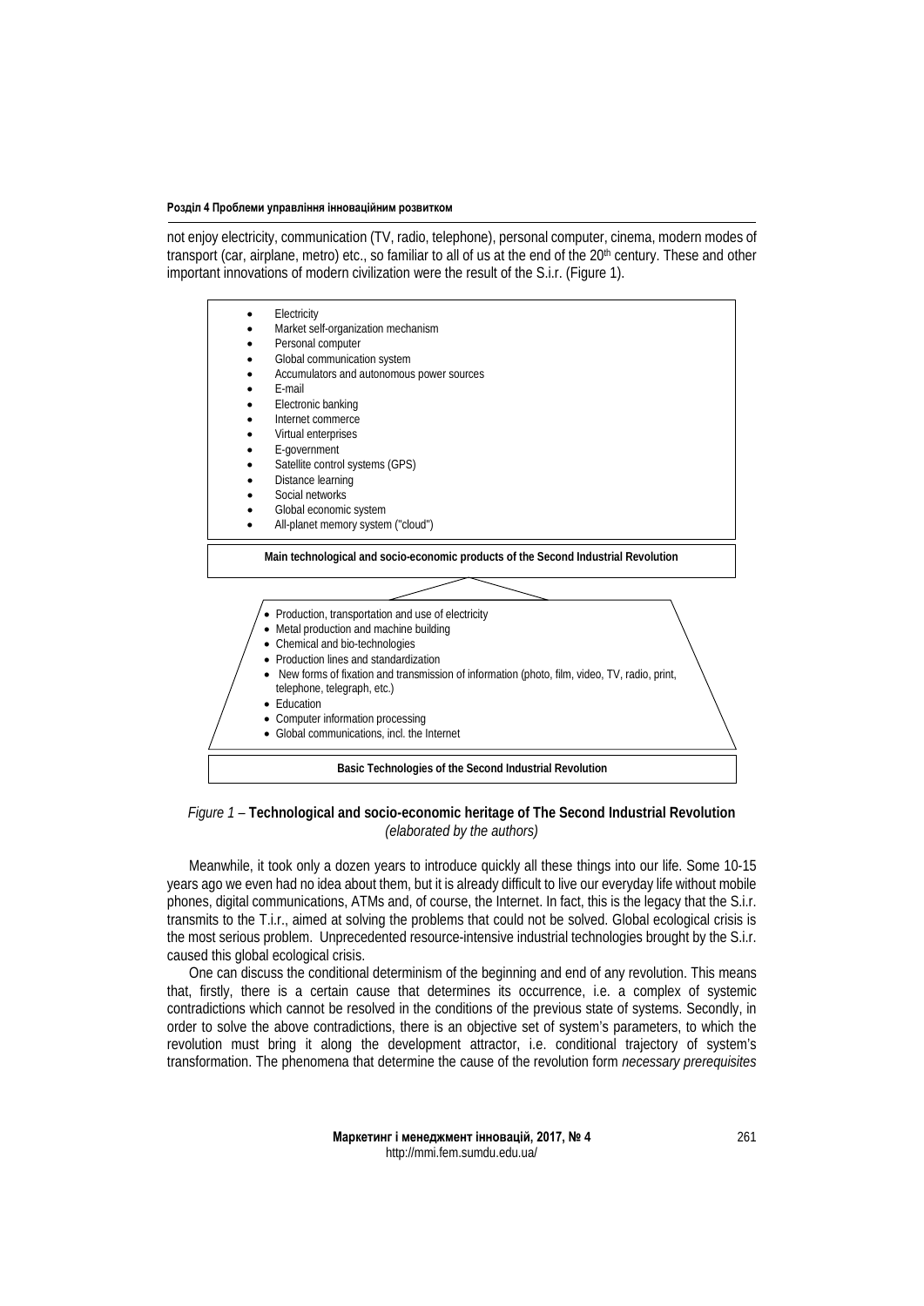not enjoy electricity, communication (TV, radio, telephone), personal computer, cinema, modern modes of transport (car, airplane, metro) etc., so familiar to all of us at the end of the 20th century. These and other important innovations of modern civilization were the result of the S.i.r. (Figure 1).

- Electricity
- Market self-organization mechanism
- Personal computer
- Global communication system
- Accumulators and autonomous power sources
- E-mail
- Electronic banking
- Internet commerce
- Virtual enterprises
- E-government
- Satellite control systems (GPS)
- Distance learning
- Social networks
- Global economic system
- All-planet memory system ("cloud")

**Main technological and socio-economic products of the Second Industrial Revolution**

- Production, transportation and use of electricity
- Metal production and machine building
- Chemical and bio-technologies
- Production lines and standardization
- New forms of fixation and transmission of information (photo, film, video, TV, radio, print, telephone, telegraph, etc.)
- Education
- Computer information processing
- Global communications, incl. the Internet

**Basic Technologies of the Second Industrial Revolution**

*Figure 1* – **Technological and socio-economic heritage of The Second Industrial Revolution** *(elaborated by the authors)*

Meanwhile, it took only a dozen years to introduce quickly all these things into our life. Some 10-15 years ago we even had no idea about them, but it is already difficult to live our everyday life without mobile phones, digital communications, ATMs and, of course, the Internet. In fact, this is the legacy that the S.i.r. transmits to the T.i.r., aimed at solving the problems that could not be solved. Global ecological crisis is the most serious problem. Unprecedented resource-intensive industrial technologies brought by the S.i.r. caused this global ecological crisis.

One can discuss the conditional determinism of the beginning and end of any revolution. This means that, firstly, there is a certain cause that determines its occurrence, i.e. a complex of systemic contradictions which cannot be resolved in the conditions of the previous state of systems. Secondly, in order to solve the above contradictions, there is an objective set of system's parameters, to which the revolution must bring it along the development attractor, i.e. conditional trajectory of system's transformation. The phenomena that determine the cause of the revolution form *necessary prerequisites*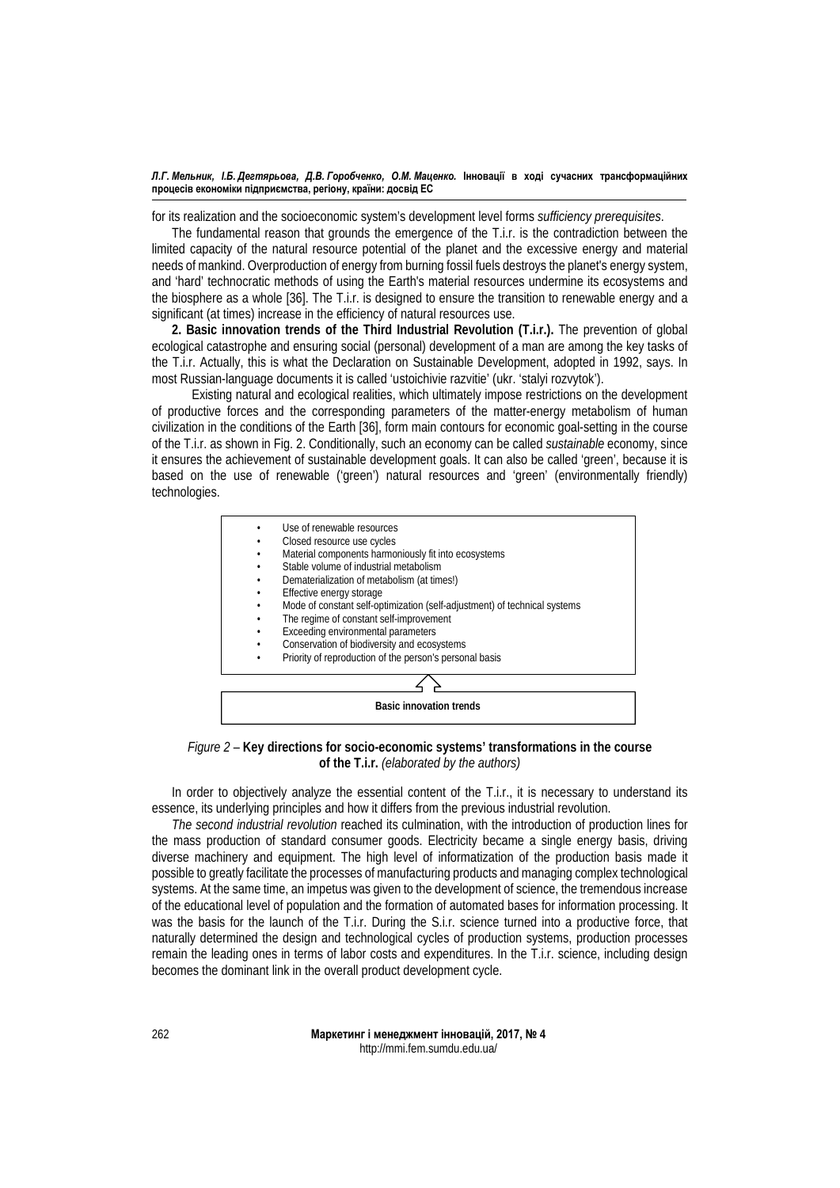for its realization and the socioeconomic system's development level forms *sufficiency prerequisites*.

The fundamental reason that grounds the emergence of the T.i.r. is the contradiction between the limited capacity of the natural resource potential of the planet and the excessive energy and material needs of mankind. Overproduction of energy from burning fossil fuels destroys the planet's energy system, and 'hard' technocratic methods of using the Earth's material resources undermine its ecosystems and the biosphere as a whole [36]. The T.i.r. is designed to ensure the transition to renewable energy and a significant (at times) increase in the efficiency of natural resources use.

**2. Basic innovation trends of the Third Industrial Revolution (T.i.r.).** The prevention of global ecological catastrophe and ensuring social (personal) development of a man are among the key tasks of the T.i.r. Actually, this is what the Declaration on Sustainable Development, adopted in 1992, says. In most Russian-language documents it is called 'ustoichivie razvitie' (ukr. 'stalyi rozvytok').

Existing natural and ecological realities, which ultimately impose restrictions on the development of productive forces and the corresponding parameters of the matter-energy metabolism of human civilization in the conditions of the Earth [36], form main contours for economic goal-setting in the course of the T.i.r. as shown in Fig. 2. Conditionally, such an economy can be called *sustainable* economy, since it ensures the achievement of sustainable development goals. It can also be called 'green', because it is based on the use of renewable ('green') natural resources and 'green' (environmentally friendly) technologies.

- Use of renewable resources
- Closed resource use cycles
- Material components harmoniously fit into ecosystems
- Stable volume of industrial metabolism
- Dematerialization of metabolism (at times!)
- Effective energy storage
- Mode of constant self-optimization (self-adjustment) of technical systems
- The regime of constant self-improvement
- Exceeding environmental parameters
- Conservation of biodiversity and ecosystems
- Priority of reproduction of the person's personal basis

**Basic innovation trends**

*Figure 2* – **Key directions for socio-economic systems' transformations in the course of the T.i.r.** *(elaborated by the authors)*

In order to objectively analyze the essential content of the T.i.r., it is necessary to understand its essence, its underlying principles and how it differs from the previous industrial revolution.

*The second industrial revolution* reached its culmination, with the introduction of production lines for the mass production of standard consumer goods. Electricity became a single energy basis, driving diverse machinery and equipment. The high level of informatization of the production basis made it possible to greatly facilitate the processes of manufacturing products and managing complex technological systems. At the same time, an impetus was given to the development of science, the tremendous increase of the educational level of population and the formation of automated bases for information processing. It was the basis for the launch of the T.i.r. During the S.i.r. science turned into a productive force, that naturally determined the design and technological cycles of production systems, production processes remain the leading ones in terms of labor costs and expenditures. In the T.i.r. science, including design becomes the dominant link in the overall product development cycle.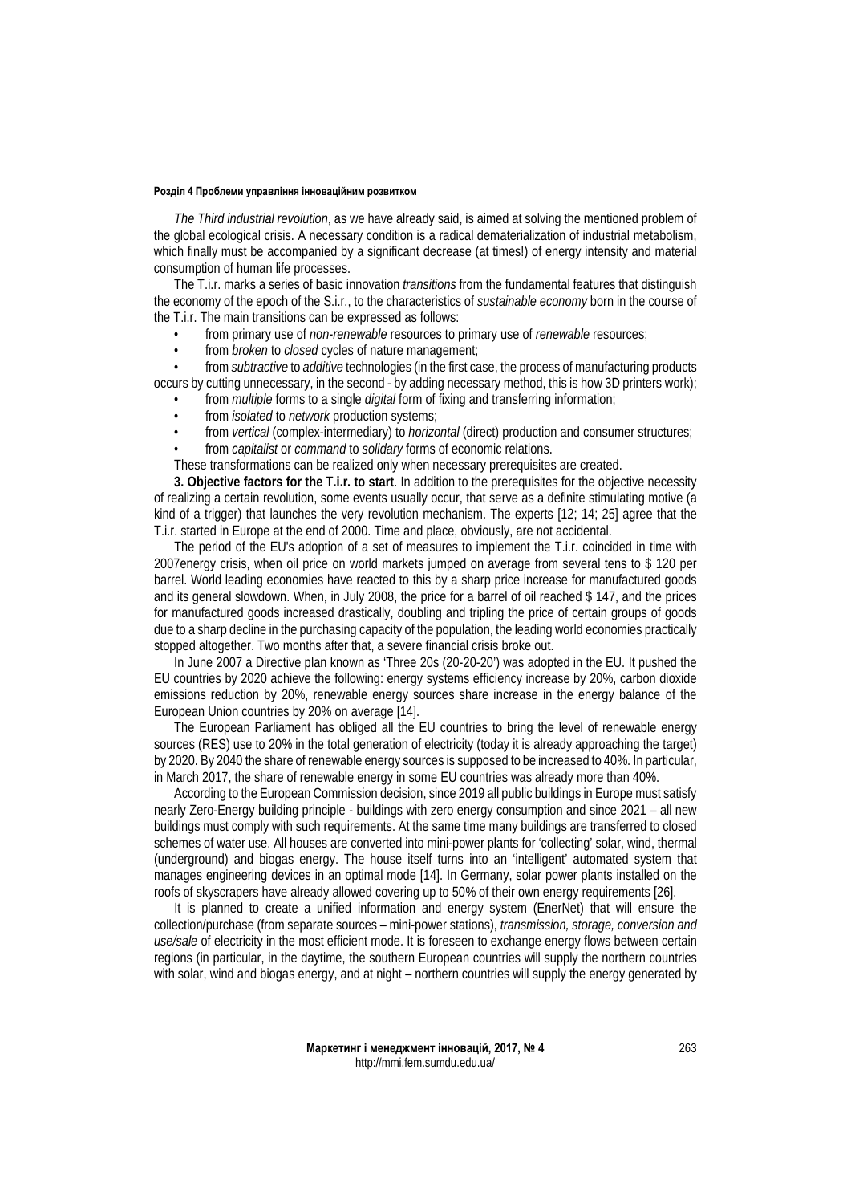*The Third industrial revolution*, as we have already said, is aimed at solving the mentioned problem of the global ecological crisis. A necessary condition is a radical dematerialization of industrial metabolism, which finally must be accompanied by a significant decrease (at times!) of energy intensity and material consumption of human life processes.

The T.i.r. marks a series of basic innovation *transitions* from the fundamental features that distinguish the economy of the epoch of the S.i.r., to the characteristics of *sustainable economy* born in the course of the T.i.r. The main transitions can be expressed as follows:

- from primary use of *non-renewable* resources to primary use of *renewable* resources;
- from *broken* to *closed* cycles of nature management;
- from *subtractive* to *additive* technologies (in the first case, the process of manufacturing products occurs by cutting unnecessary, in the second - by adding necessary method, this is how 3D printers work);
- from *multiple* forms to a single *digital* form of fixing and transferring information;
- from *isolated* to *network* production systems;
- from *vertical* (complex-intermediary) to *horizontal* (direct) production and consumer structures;
- from *capitalist* or *command* to *solidary* forms of economic relations.

These transformations can be realized only when necessary prerequisites are created.

**3. Objective factors for the T.i.r. to start**. In addition to the prerequisites for the objective necessity of realizing a certain revolution, some events usually occur, that serve as a definite stimulating motive (a kind of a trigger) that launches the very revolution mechanism. The experts [12; 14; 25] agree that the T.i.r. started in Europe at the end of 2000. Time and place, obviously, are not accidental.

The period of the EU's adoption of a set of measures to implement the T.i.r. coincided in time with 2007energy crisis, when oil price on world markets jumped on average from several tens to $ 120 per barrel. World leading economies have reacted to this by a sharp price increase for manufactured goods and its general slowdown. When, in July 2008, the price for a barrel of oil reached $ 147, and the prices for manufactured goods increased drastically, doubling and tripling the price of certain groups of goods due to a sharp decline in the purchasing capacity of the population, the leading world economies practically stopped altogether. Two months after that, a severe financial crisis broke out.

In June 2007 a Directive plan known as 'Three 20s (20-20-20') was adopted in the EU. It pushed the EU countries by 2020 achieve the following: energy systems efficiency increase by 20%, carbon dioxide emissions reduction by 20%, renewable energy sources share increase in the energy balance of the European Union countries by 20% on average [14].

The European Parliament has obliged all the EU countries to bring the level of renewable energy sources (RES) use to 20% in the total generation of electricity (today it is already approaching the target) by 2020. By 2040 the share of renewable energy sources is supposed to be increased to 40%. In particular, in March 2017, the share of renewable energy in some EU countries was already more than 40%.

According to the European Commission decision, since 2019 all public buildings in Europe must satisfy nearly Zero-Energy building principle - buildings with zero energy consumption and since 2021 – all new buildings must comply with such requirements. At the same time many buildings are transferred to closed schemes of water use. All houses are converted into mini-power plants for 'collecting' solar, wind, thermal (underground) and biogas energy. The house itself turns into an 'intelligent' automated system that manages engineering devices in an optimal mode [14]. In Germany, solar power plants installed on the roofs of skyscrapers have already allowed covering up to 50% of their own energy requirements [26].

It is planned to create a unified information and energy system (EnerNet) that will ensure the collection/purchase (from separate sources – mini-power stations), *transmission, storage, conversion and use/sale* of electricity in the most efficient mode. It is foreseen to exchange energy flows between certain regions (in particular, in the daytime, the southern European countries will supply the northern countries with solar, wind and biogas energy, and at night – northern countries will supply the energy generated by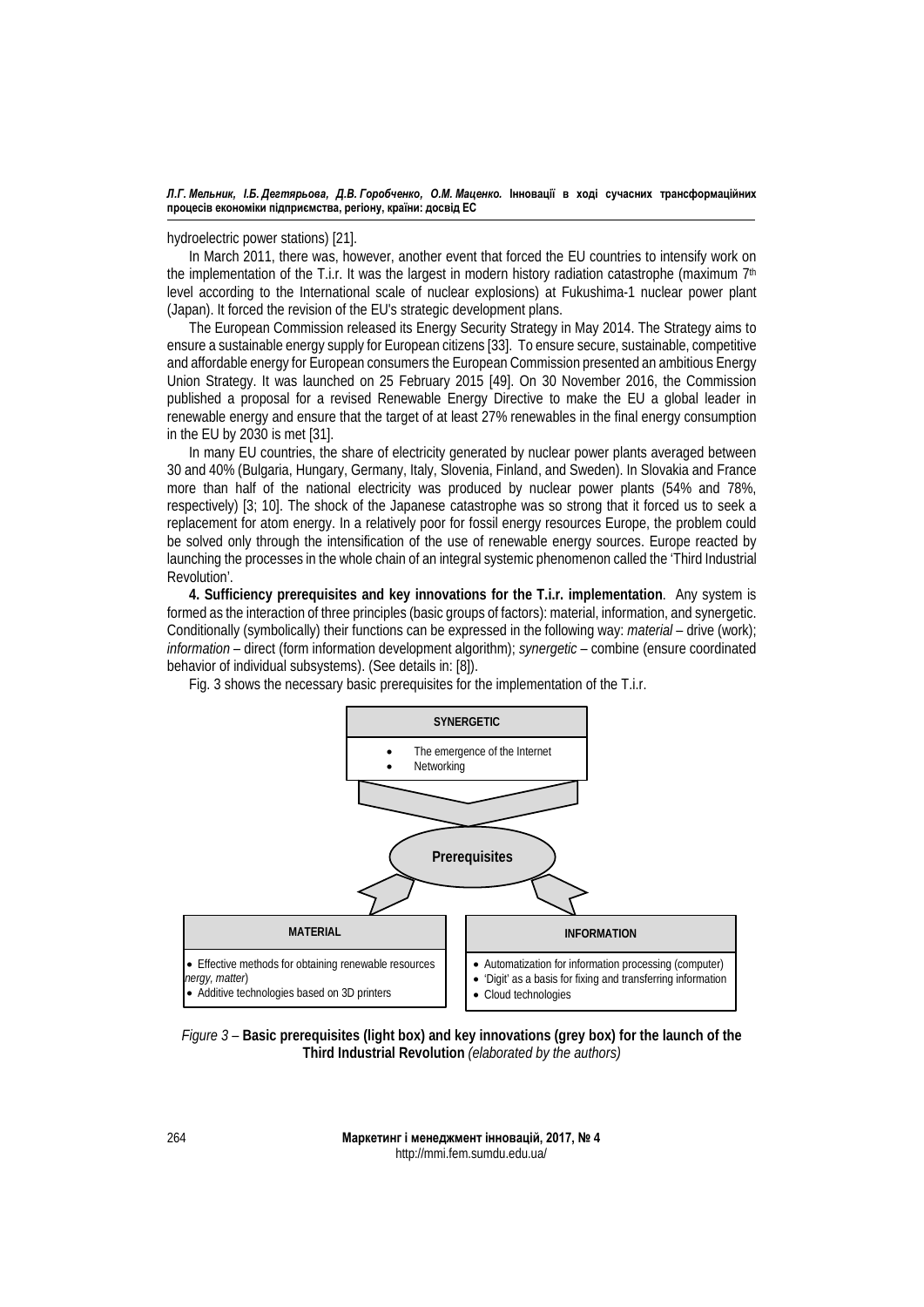hydroelectric power stations) [21].

In March 2011, there was, however, another event that forced the EU countries to intensify work on the implementation of the T.i.r. It was the largest in modern history radiation catastrophe (maximum 7th level according to the International scale of nuclear explosions) at Fukushima-1 nuclear power plant (Japan). It forced the revision of the EU's strategic development plans.

The European Commission released its Energy Security Strategy in May 2014. The Strategy aims to ensure a sustainable energy supply for European citizens [33]. To ensure secure, sustainable, competitive and affordable energy for European consumers the European Commission presented an ambitious Energy Union Strategy. It was launched on 25 February 2015 [49]. On 30 November 2016, the Commission published a proposal for a revised Renewable Energy Directive to make the EU a global leader in renewable energy and ensure that the target of at least 27% renewables in the final energy consumption in the EU by 2030 is met [31].

In many EU countries, the share of electricity generated by nuclear power plants averaged between 30 and 40% (Bulgaria, Hungary, Germany, Italy, Slovenia, Finland, and Sweden). In Slovakia and France more than half of the national electricity was produced by nuclear power plants (54% and 78%, respectively) [3; 10]. The shock of the Japanese catastrophe was so strong that it forced us to seek a replacement for atom energy. In a relatively poor for fossil energy resources Europe, the problem could be solved only through the intensification of the use of renewable energy sources. Europe reacted by launching the processes in the whole chain of an integral systemic phenomenon called the 'Third Industrial Revolution'.

**4. Sufficiency prerequisites and key innovations for the T.i.r. implementation**. Any system is formed as the interaction of three principles (basic groups of factors): material, information, and synergetic. Conditionally (symbolically) their functions can be expressed in the following way: *material* – drive (work); *information* – direct (form information development algorithm); *synergetic* – combine (ensure coordinated behavior of individual subsystems). (See details in: [8]).

Fig. 3 shows the necessary basic prerequisites for the implementation of the T.i.r.

**SYNERGETIC**
- The emergence of the Internet
- Networking

**Prerequisites**

**MATERIAL**
- Effective methods for obtaining renewable resources *nergy, matter*)
- Additive technologies based on 3D printers

**INFORMATION**
- Automatization for information processing (computer)
- 'Digit' as a basis for fixing and transferring information
- Cloud technologies

*Figure 3* – **Basic prerequisites (light box) and key innovations (grey box) for the launch of the Third Industrial Revolution** *(elaborated by the authors)*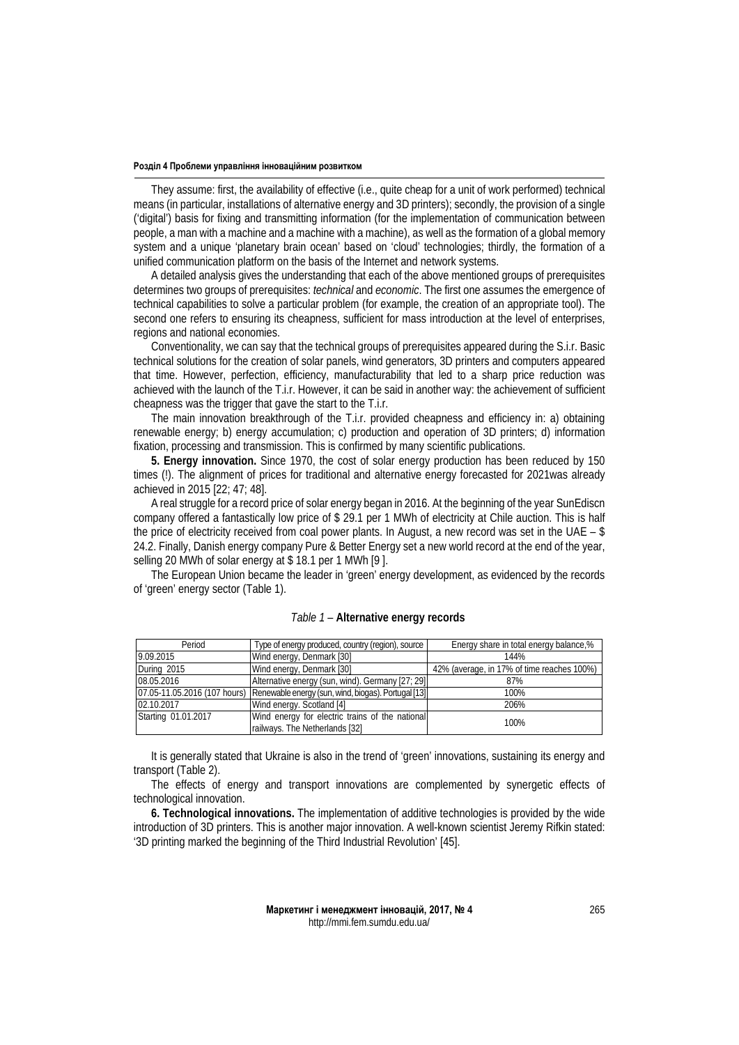They assume: first, the availability of effective (i.e., quite cheap for a unit of work performed) technical means (in particular, installations of alternative energy and 3D printers); secondly, the provision of a single ('digital') basis for fixing and transmitting information (for the implementation of communication between people, a man with a machine and a machine with a machine), as well as the formation of a global memory system and a unique 'planetary brain ocean' based on 'cloud' technologies; thirdly, the formation of a unified communication platform on the basis of the Internet and network systems.

A detailed analysis gives the understanding that each of the above mentioned groups of prerequisites determines two groups of prerequisites: *technical* and *economic*. The first one assumes the emergence of technical capabilities to solve a particular problem (for example, the creation of an appropriate tool). The second one refers to ensuring its cheapness, sufficient for mass introduction at the level of enterprises, regions and national economies.

Conventionality, we can say that the technical groups of prerequisites appeared during the S.i.r. Basic technical solutions for the creation of solar panels, wind generators, 3D printers and computers appeared that time. However, perfection, efficiency, manufacturability that led to a sharp price reduction was achieved with the launch of the T.i.r. However, it can be said in another way: the achievement of sufficient cheapness was the trigger that gave the start to the T.i.r.

The main innovation breakthrough of the T.i.r. provided cheapness and efficiency in: a) obtaining renewable energy; b) energy accumulation; c) production and operation of 3D printers; d) information fixation, processing and transmission. This is confirmed by many scientific publications.

**5. Energy innovation.** Since 1970, the cost of solar energy production has been reduced by 150 times (!). The alignment of prices for traditional and alternative energy forecasted for 2021was already achieved in 2015 [22; 47; 48].

A real struggle for a record price of solar energy began in 2016. At the beginning of the year SunEdiscn company offered a fantastically low price of $ 29.1 per 1 MWh of electricity at Chile auction. This is half the price of electricity received from coal power plants. In August, a new record was set in the UAE – $ 24.2. Finally, Danish energy company Pure & Better Energy set a new world record at the end of the year, selling 20 MWh of solar energy at $ 18.1 per 1 MWh [9 ].

The European Union became the leader in 'green' energy development, as evidenced by the records of 'green' energy sector (Table 1).

*Table 1* – **Alternative energy records**

| Period | Type of energy produced, country (region), source | Energy share in total energy balance,% |
|---|---|---|
| 9.09.2015 | Wind energy, Denmark [30] | 144% |
| During 2015 | Wind energy, Denmark [30] | 42% (average, in 17% of time reaches 100%) |
| 08.05.2016 | Alternative energy (sun, wind). Germany [27; 29] | 87% |
| 07.05-11.05.2016 (107 hours) | Renewable energy (sun, wind, biogas). Portugal [13] | 100% |
| 02.10.2017 | Wind energy. Scotland [4] | 206% |
| Starting 01.01.2017 | Wind energy for electric trains of the national railways. The Netherlands [32] | 100% |

It is generally stated that Ukraine is also in the trend of 'green' innovations, sustaining its energy and transport (Table 2).

The effects of energy and transport innovations are complemented by synergetic effects of technological innovation.

**6. Technological innovations.** The implementation of additive technologies is provided by the wide introduction of 3D printers. This is another major innovation. A well-known scientist Jeremy Rifkin stated: '3D printing marked the beginning of the Third Industrial Revolution' [45].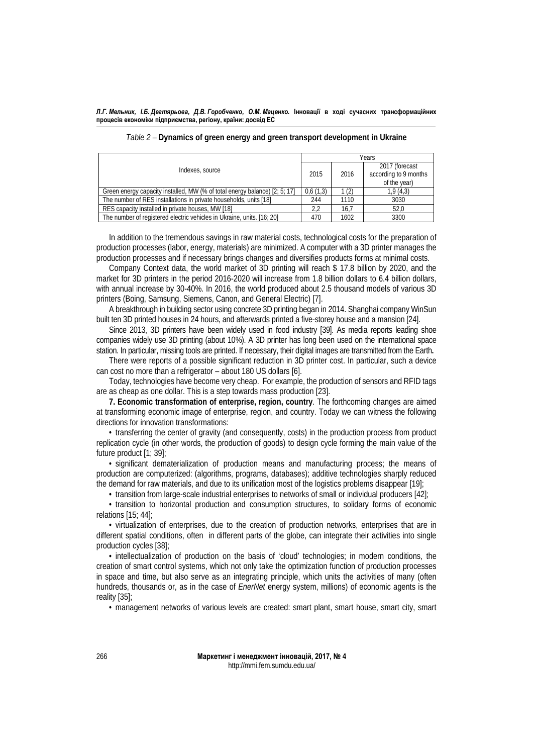*Table 2* – **Dynamics of green energy and green transport development in Ukraine**

| Indexes, source | Years | | |
|---|---|---|---|
| | 2015 | 2016 | 2017 (forecast according to 9 months of the year) |
| Green energy capacity installed, MW (% of total energy balance) [2; 5; 17] | 0,6 (1,3) | 1 (2) | 1,9 (4,3) |
| The number of RES installations in private households, units [18] | 244 | 1110 | 3030 |
| RES capacity installed in private houses, MW [18] | 2,2 | 16,7 | 52,0 |
| The number of registered electric vehicles in Ukraine, units. [16; 20] | 470 | 1602 | 3300 |

In addition to the tremendous savings in raw material costs, technological costs for the preparation of production processes (labor, energy, materials) are minimized. A computer with a 3D printer manages the production processes and if necessary brings changes and diversifies products forms at minimal costs.

Company Context data, the world market of 3D printing will reach $ 17.8 billion by 2020, and the market for 3D printers in the period 2016-2020 will increase from 1.8 billion dollars to 6.4 billion dollars, with annual increase by 30-40%. In 2016, the world produced about 2.5 thousand models of various 3D printers (Boing, Samsung, Siemens, Canon, and General Electric) [7].

A breakthrough in building sector using concrete 3D printing began in 2014. Shanghai company WinSun built ten 3D printed houses in 24 hours, and afterwards printed a five-storey house and a mansion [24].

Since 2013, 3D printers have been widely used in food industry [39]. As media reports leading shoe companies widely use 3D printing (about 10%). A 3D printer has long been used on the international space station. In particular, missing tools are printed. If necessary, their digital images are transmitted from the Earth**.**

There were reports of a possible significant reduction in 3D printer cost. In particular, such a device can cost no more than a refrigerator – about 180 US dollars [6].

Today, technologies have become very cheap. For example, the production of sensors and RFID tags are as cheap as one dollar. This is a step towards mass production [23].

**7. Economic transformation of enterprise, region, country**. The forthcoming changes are aimed at transforming economic image of enterprise, region, and country. Today we can witness the following directions for innovation transformations:

• transferring the center of gravity (and consequently, costs) in the production process from product replication cycle (in other words, the production of goods) to design cycle forming the main value of the future product [1; 39];

• significant dematerialization of production means and manufacturing process; the means of production are computerized: (algorithms, programs, databases); additive technologies sharply reduced the demand for raw materials, and due to its unification most of the logistics problems disappear [19];

• transition from large-scale industrial enterprises to networks of small or individual producers [42];

• transition to horizontal production and consumption structures, to solidary forms of economic relations [15; 44];

• virtualization of enterprises, due to the creation of production networks, enterprises that are in different spatial conditions, often in different parts of the globe, can integrate their activities into single production cycles [38];

• intellectualization of production on the basis of 'cloud' technologies; in modern conditions, the creation of smart control systems, which not only take the optimization function of production processes in space and time, but also serve as an integrating principle, which units the activities of many (often hundreds, thousands or, as in the case of *EnerNet* energy system, millions) of economic agents is the reality [35];

• management networks of various levels are created: smart plant, smart house, smart city, smart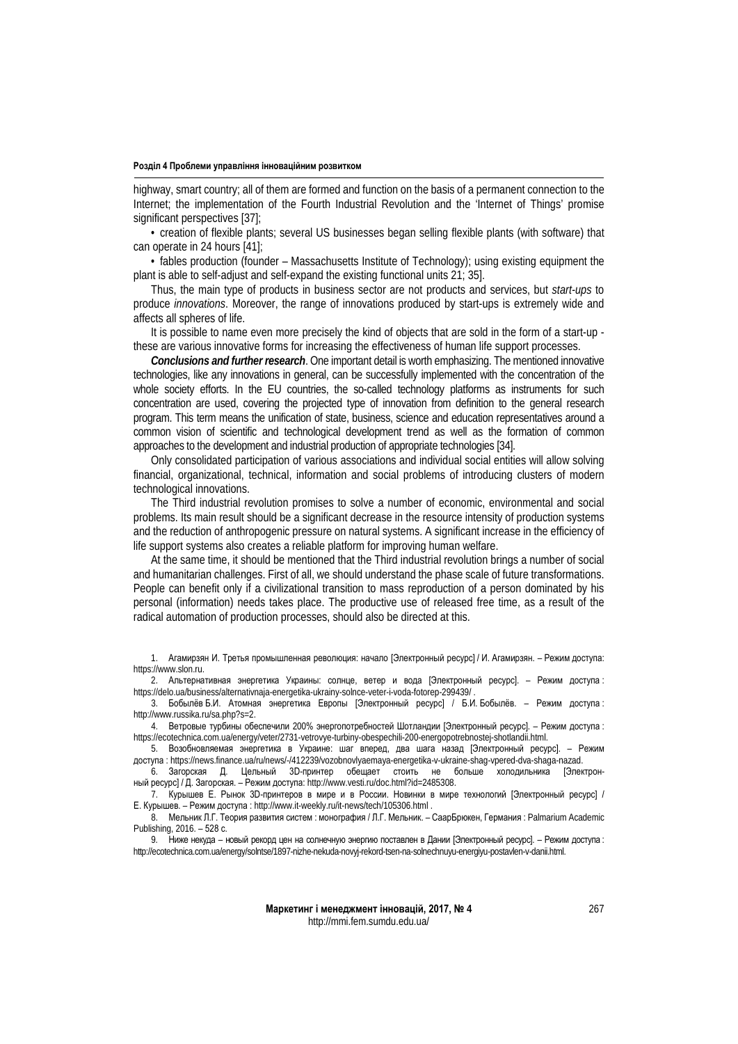highway, smart country; all of them are formed and function on the basis of a permanent connection to the Internet; the implementation of the Fourth Industrial Revolution and the 'Internet of Things' promise significant perspectives [37];

• creation of flexible plants; several US businesses began selling flexible plants (with software) that can operate in 24 hours [41];

• fables production (founder – Massachusetts Institute of Technology); using existing equipment the plant is able to self-adjust and self-expand the existing functional units 21; 35].

Thus, the main type of products in business sector are not products and services, but *start-ups* to produce *innovations.* Moreover, the range of innovations produced by start-ups is extremely wide and affects all spheres of life.

It is possible to name even more precisely the kind of objects that are sold in the form of a start-up - these are various innovative forms for increasing the effectiveness of human life support processes.

***Conclusions and further research***. One important detail is worth emphasizing. The mentioned innovative technologies, like any innovations in general, can be successfully implemented with the concentration of the whole society efforts. In the EU countries, the so-called technology platforms as instruments for such concentration are used, covering the projected type of innovation from definition to the general research program. This term means the unification of state, business, science and education representatives around a common vision of scientific and technological development trend as well as the formation of common approaches to the development and industrial production of appropriate technologies [34].

Only consolidated participation of various associations and individual social entities will allow solving financial, organizational, technical, information and social problems of introducing clusters of modern technological innovations.

The Third industrial revolution promises to solve a number of economic, environmental and social problems. Its main result should be a significant decrease in the resource intensity of production systems and the reduction of anthropogenic pressure on natural systems. A significant increase in the efficiency of life support systems also creates a reliable platform for improving human welfare.

At the same time, it should be mentioned that the Third industrial revolution brings a number of social and humanitarian challenges. First of all, we should understand the phase scale of future transformations. People can benefit only if a civilizational transition to mass reproduction of a person dominated by his personal (information) needs takes place. The productive use of released free time, as a result of the radical automation of production processes, should also be directed at this.

1. Агамирзян И. Третья промышленная революция: начало [Электронный ресурс] / И. Агамирзян. – Режим доступа: https://www.slon.ru.
2. Альтернативная энергетика Украины: солнце, ветер и вода [Электронный ресурс]. – Режим доступа : https://delo.ua/business/alternativnaja-energetika-ukrainy-solnce-veter-i-voda-fotorep-299439/ .
3. Бобылёв Б.И. Атомная энергетика Европы [Электронный ресурс] / Б.И. Бобылёв. – Режим доступа : http://www.russika.ru/sa.php?s=2.
4. Ветровые турбины обеспечили 200% энергопотребностей Шотландии [Электронный ресурс]. – Режим доступа : https://ecotechnica.com.ua/energy/veter/2731-vetrovye-turbiny-obespechili-200-energopotrebnostej-shotlandii.html.
5. Возобновляемая энергетика в Украине: шаг вперед, два шага назад [Электронный ресурс]. – Режим доступа : https://news.finance.ua/ru/news/-/412239/vozobnovlyaemaya-energetika-v-ukraine-shag-vpered-dva-shaga-nazad.
6. Загорская Д. Цельный 3D-принтер обещает стоить не больше холодильника [Электронный ресурс] / Д. Загорская. – Режим доступа: http://www.vesti.ru/doc.html?id=2485308.
7. Курышев Е. Рынок 3D-принтеров в мире и в России. Новинки в мире технологий [Электронный ресурс] / Е. Курышев. – Режим доступа : http://www.it-weekly.ru/it-news/tech/105306.html .
8. Мельник Л.Г. Теория развития систем : монография / Л.Г. Мельник. – СаарБрюкен, Германия : Palmarium Academic Publishing, 2016. – 528 с.
9. Ниже некуда – новый рекорд цен на солнечную энергию поставлен в Дании [Электронный ресурс]. – Режим доступа : http://ecotechnica.com.ua/energy/solntse/1897-nizhe-nekuda-novyj-rekord-tsen-na-solnechnuyu-energiyu-postavlen-v-danii.html.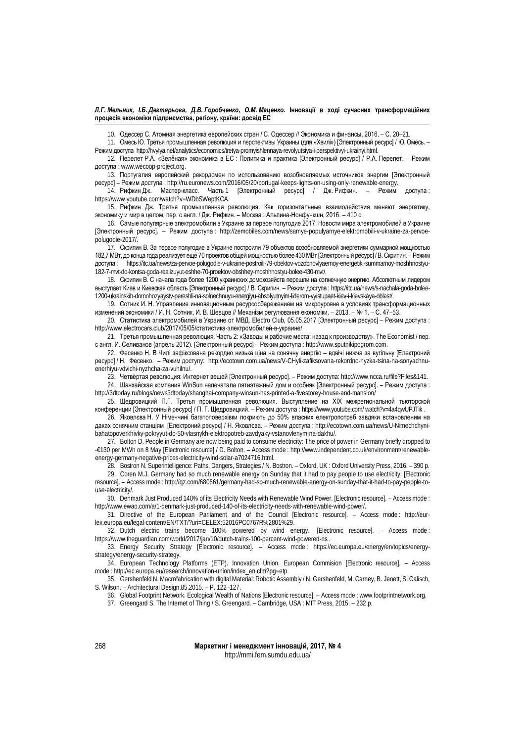10. Одессер С. Атомная энергетика европейских стран / С. Одессер // Экономика и финансы, 2016. – С. 20–21.

11. Омесь Ю. Третья промышленная революция и перспективы Украины (для «Хвилі») [Электронный ресурс] / Ю. Омесь. – Режим доступа http://hvylya.net/analytics/economics/tretya-promyishlennaya-revolyutsiya-i-perspektivyi-ukrainyi.html.

12. Перелет Р.А. «Зелёная» экономика в ЕС : Политика и практика [Электронный ресурс] / Р.А. Перелет. – Режим доступа : www.wecoop-project.org.

13. Португалия европейский рекордсмен по использованию возобновляемых источников энергии [Электронный ресурс] – Режим доступа : http://ru.euronews.com/2016/05/20/portugal-keeps-lights-on-using-only-renewable-energy.

14. Рифкин Дж. Мастер-класс. Часть 1 [Электронный ресурс] / Дж. Рифкин. – Режим доступа : https://www.youtube.com/watch?v=WDbSWeptKCA.

15. Рифкин Дж. Третья промышленная революция. Как горизонтальные взаимодействия меняют энергетику, экономику и мир в целом, пер. с англ. / Дж. Рифкин. – Москва : Альпина-Нонфункшн, 2016. – 410 с.

16. Самые популярные электромобили в Украине за первое полугодие 2017. Новости мира электромобилей в Украине [Электронный ресурс]. – Режим доступа : http://zemobiles.com/news/samye-populyarnye-elektromobili-v-ukraine-za-pervoe-polugodie-2017/.

17. Скрипин В. За первое полугодие в Украине построили 79 объектов возобновляемой энергетики суммарной мощностью 182,7 МВт, до конца года реализует ещё 70 проектов общей мощностью более 430 МВт [Электронный ресурс] / В. Скрипин. – Режим доступа : https://itc.ua/news/za-pervoe-polugodie-v-ukraine-postroili-79-obektov-vozobnovlyaemoy-energetiki-summarnoy-moshhnostyu-182-7-mvt-do-kontsa-goda-realizuyut-eshhe-70-proektov-obshhey-moshhnostyu-bolee-430-mvt/.

18. Скрипин В. С начала года более 1200 украинских домохозяйств перешли на солнечную энергию. Абсолютным лидером выступает Киев и Киевская область [Электронный ресурс] / В. Скрипин. – Режим доступа : https://itc.ua/news/s-nachala-goda-bolee-1200-ukrainskih-domohozyaystv-pereshli-na-solnechnuyu-energiyu-absolyutnyim-liderom-vyistupaet-kiev-i-kievskaya-oblast/.

19. Сотник И. Н. Управление инновационным ресурсосбережением на микроуровне в условиях трансформационных изменений экономики / И. Н. Сотник, И. В. Шевцов // Механізм регулювання економіки. – 2013. – № 1. – С. 47–53.

20. Статистика электромобилей в Украине от МВД. Electro Club, 05.05.2017 [Электронный ресурс] – Режим доступа : http://www.electrocars.club/2017/05/05/статистика-электромобилей-в-украине/

21. Третья промышленная революция. Часть 2: «Заводы и рабочие места: назад к производству». The Economist / пер. с англ. И. Селиванов (апрель 2012). [Электронный ресурс] – Режим доступа : http://www.sputnikipogrom.com.

22. Фесенко Н. В Чилі зафіксована рекордно низька ціна на сонячну енергію – вдвічі нижча за вугільну [Електроний ресурс] / Н. Фесенко. – Режим доступу: http://ecotown.com.ua/news/V-CHyli-zafiksovana-rekordno-nyzka-tsina-na-sonyachnu-enerhiyu-vdvichi-nyzhcha-za-vuhilnu/.

23. Четвёртая революция: Интернет вещей [Электронный ресурс]. – Режим доступа: http://www.ncca.ru/file?Files&141.

24. Шанхайская компания WinSun напечатала пятиэтажный дом и особняк [Электронный ресурс]. – Режим доступа : http://3dtoday.ru/blogs/news3dtoday/shanghai-company-winsun-has-printed-a-fivestorey-house-and-mansion/

25. Щедровицкий П.Г. Третья промышленная революция. Выступление на XIX межрегиональной тьюторской конференции [Электронный ресурс] / П. Г. Щедровицкий. – Режим доступа : https://www.youtube.com/ watch?v=4a4qwUPJTik .

26. Яковлєва Н. У Німеччині багатоповерхівки покриють до 50% власних електропотреб завдяки встановленим на дахах сонячним станціям [Електроний ресурс] / Н. Яковлєва. – Режим доступа : http://ecotown.com.ua/news/U-Nimechchyni-bahatopoverkhivky-pokryyut-do-50-vlasnykh-elektropotreb-zavdyaky-vstanovlenym-na-dakhu/.

27. Bolton D. People in Germany are now being paid to consume electricity: The price of power in Germany briefly dropped to -€130 per MWh on 8 May [Electronic resource] / D. Bolton. – Access mode : http://www.independent.co.uk/environment/renewable-energy-germany-negative-prices-electricity-wind-solar-a7024716.html.

28. Bostron N. Superintelligence: Paths, Dangers, Strategies / N. Bostron. – Oxford, UK : Oxford University Press, 2016. – 390 p.

29. Coren M.J. Germany had so much renewable energy on Sunday that it had to pay people to use electricity. [Electronic resource]. – Access mode : http://qz.com/680661/germany-had-so-much-renewable-energy-on-sunday-that-it-had-to-pay-people-to-use-electricity/.

30. Denmark Just Produced 140% of its Electricity Needs with Renewable Wind Power. [Electronic resource]. – Access mode : http://www.ewao.com/a/1-denmark-just-produced-140-of-its-electricity-needs-with-renewable-wind-power/.

31. Directive of the European Parliament and of the Council [Electronic resource]. – Access mode : http://eur-lex.europa.eu/legal-content/EN/TXT/?uri=CELEX:52016PC0767R%2801%29.

32. Dutch electric trains become 100% powered by wind energy. [Electronic resource]. – Access mode : https://www.theguardian.com/world/2017/jan/10/dutch-trains-100-percent-wind-powered-ns .

33. Energy Security Strategy [Electronic resource]. – Access mode : https://ec.europa.eu/energy/en/topics/energy-strategy/energy-security-strategy.

34. European Technology Platforms (ETP). Innovation Union. European Commision [Electronic resource]. – Access mode : http://ec.europa.eu/research/innovation-union/index_en.cfm?pg=etp.

35. Gershenfeld N. Macrofabrication with digital Material: Robotic Assembly / N. Gershenfeld, M. Carney, B. Jenett, S. Calisch, S. Wilson. – Architectural Design.85.2015. – P. 122–127.

36. Global Footprint Network. Ecological Wealth of Nations [Electronic resource]. – Access mode : www.footprintnetwork.org.

37. Greengard S. The Internet of Thing / S. Greengard. – Cambridge, USA : MIT Press, 2015. – 232 p.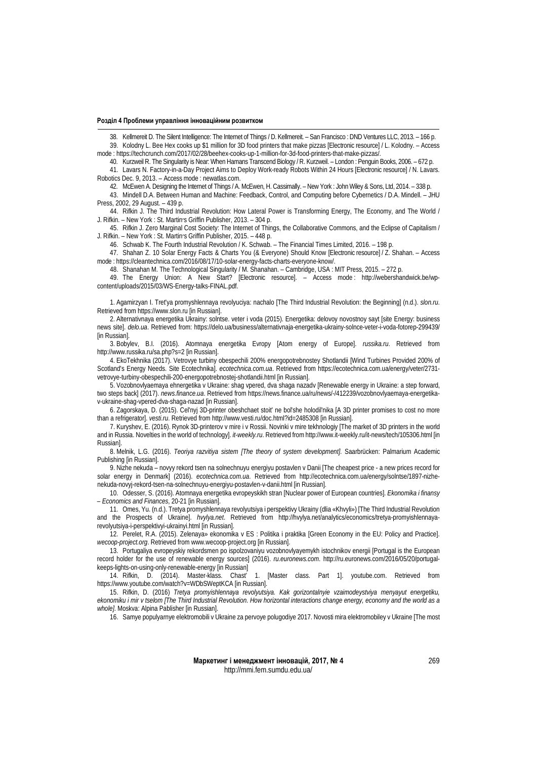38. Kellmereit D. The Silent Intelligence: The Internet of Things / D. Kellmereit. – San Francisco : DND Ventures LLC, 2013. – 166 p.

39. Kolodny L. Bee Hex cooks up $1 million for 3D food printers that make pizzas [Electronic resource] / L. Kolodny. – Access mode : https://techcrunch.com/2017/02/28/beehex-cooks-up-1-million-for-3d-food-printers-that-make-pizzas/.

40. Kurzweil R. The Singularity is Near: When Hamans Transcend Biology / R. Kurzweil. – London : Penguin Books, 2006. – 672 p.

41. Lavars N. Factory-in-a-Day Project Aims to Deploy Work-ready Robots Within 24 Hours [Electronic resource] / N. Lavars. Robotics Dec. 9, 2013. – Access mode : newatlas.com.

42. McEwen A. Designing the Internet of Things / A. McEwen, H. Cassimally. – New York : John Wiley & Sons, Ltd, 2014. – 338 p.

43. Mindell D.A. Between Human and Machine: Feedback, Control, and Computing before Cybernetics / D.A. Mindell. – JHU Press, 2002, 29 August. – 439 p.

44. Rifkin J. The Third Industrial Revolution: How Lateral Power is Transforming Energy, The Economy, and The World / J. Rifkin. – New York : St. Martin's Griffin Publisher, 2013. – 304 p.

45. Rifkin J. Zero Marginal Cost Society: The Internet of Things, the Collaborative Commons, and the Eclipse of Capitalism / J. Rifkin. – New York : St. Martin's Griffin Publisher, 2015. – 448 p.

46. Schwab K. The Fourth Industrial Revolution / K. Schwab. – The Financial Times Limited, 2016. – 198 p.

47. Shahan Z. 10 Solar Energy Facts & Charts You (& Everyone) Should Know [Electronic resource] / Z. Shahan. – Access mode : https://cleantechnica.com/2016/08/17/10-solar-energy-facts-charts-everyone-know/.

48. Shanahan M. The Technological Singularity / M. Shanahan. – Cambridge, USA : MIT Press, 2015. – 272 p.

49. The Energy Union: A New Start? [Electronic resource]. – Access mode : http://webershandwick.be/wp-content/uploads/2015/03/WS-Energy-talks-FINAL.pdf.

1. Agamirzyan I. Tret'ya promyshlennaya revolyuciya: nachalo [The Third Industrial Revolution: the Beginning] (n.d.). *slon.ru*. Retrieved from https://www.slon.ru [in Russian].

2. Alternativnaya energetika Ukrainy: solntse. veter i voda (2015). Energetika: delovoy novostnoy sayt [site Energy: business news site]. *delo.ua*. Retrieved from: https://delo.ua/business/alternativnaja-energetika-ukrainy-solnce-veter-i-voda-fotorep-299439/ [in Russian].

3. Bobylev, B.I. (2016). Atomnaya energetika Evropy [Atom energy of Europe]. *russika.ru*. Retrieved from http://www.russika.ru/sa.php?s=2 [in Russian].

4. EkoTekhnika (2017). Vetrovye turbiny obespechili 200% energopotrebnostey Shotlandii [Wind Turbines Provided 200% of Scotland's Energy Needs. Site Ecotechnika]. *ecotechnica.com.ua*. Retrieved from https://ecotechnica.com.ua/energy/veter/2731-vetrovye-turbiny-obespechili-200-energopotrebnostej-shotlandii.html [in Russian].

5. Vozobnovlyaemaya ehnergetika v Ukraine: shag vpered, dva shaga nazadv [Renewable energy in Ukraine: a step forward, two steps back] (2017). *news.finance.ua*. Retrieved from https://news.finance.ua/ru/news/-/412239/vozobnovlyaemaya-energetika-v-ukraine-shag-vpered-dva-shaga-nazad [in Russian].

6. Zagorskaya, D. (2015). Cel'nyj 3D-printer obeshchaet stoit' ne bol'she holodil'nika [A 3D printer promises to cost no more than a refrigerator]. *vesti.ru*. Retrieved from http://www.vesti.ru/doc.html?id=2485308 [in Russian].

7. Kuryshev, E. (2016). Rynok 3D-printerov v mire i v Rossii. Novinki v mire tekhnologiy [The market of 3D printers in the world and in Russia. Novelties in the world of technology]. *it-weekly.ru*. Retrieved from http://www.it-weekly.ru/it-news/tech/105306.html [in Russian].

8. Melnik, L.G. (2016). *Teoriya razvitiya sistem [The theory of system development]*. Saarbrücken: Palmarium Academic Publishing [in Russian].

9. Nizhe nekuda – novyy rekord tsen na solnechnuyu energiyu postavlen v Danii [The cheapest price - a new prices record for solar energy in Denmark] (2016). *ecotechnica.com.ua*. Retrieved from http://ecotechnica.com.ua/energy/solntse/1897-nizhe-nekuda-novyj-rekord-tsen-na-solnechnuyu-energiyu-postavlen-v-danii.html [in Russian].

10. Odesser, S. (2016). Atomnaya energetika evropeyskikh stran [Nuclear power of European countries]. *Ekonomika i finansy – Economics and Finances*, 20-21 [in Russian].

11. Omes, Yu. (n.d.). Tretya promyshlennaya revolyutsiya i perspektivy Ukrainy (dlia «Khvyli») [The Third Industrial Revolution and the Prospects of Ukraine]. *hvylya.net*. Retrieved from http://hvylya.net/analytics/economics/tretya-promyishlennaya-revolyutsiya-i-perspektivyi-ukrainyi.html [in Russian].

12. Perelet, R.A. (2015). Zelenaya» ekonomika v ES : Politika i praktika [Green Economy in the EU: Policy and Practice]. *wecoop-project.org*. Retrieved from www.wecoop-project.org [in Russian].

13. Portugaliya evropeyskiy rekordsmen po ispolzovaniyu vozobnovlyayemykh istochnikov energii [Portugal is the European record holder for the use of renewable energy sources] (2016). *ru.euronews.com*. http://ru.euronews.com/2016/05/20/portugal-keeps-lights-on-using-only-renewable-energy [in Russian]

14. Rifkin, D. (2014). Master-klass. Chast' 1. [Master class. Part 1]. youtube.com. Retrieved from https://www.youtube.com/watch?v=WDbSWeptKCA [in Russian].

15. Rifkin, D. (2016) *Tretya promyishlennaya revolyutsiya. Kak gorizontalnyie vzaimodeystviya menyayut energetiku, ekonomiku i mir v tselom [The Third Industrial Revolution. How horizontal interactions change energy, economy and the world as a whole]*. Moskva: Alpina Pablisher [in Russian].

16. Samye populyarnye elektromobili v Ukraine za pervoye polugodiye 2017. Novosti mira elektromobiley v Ukraine [The most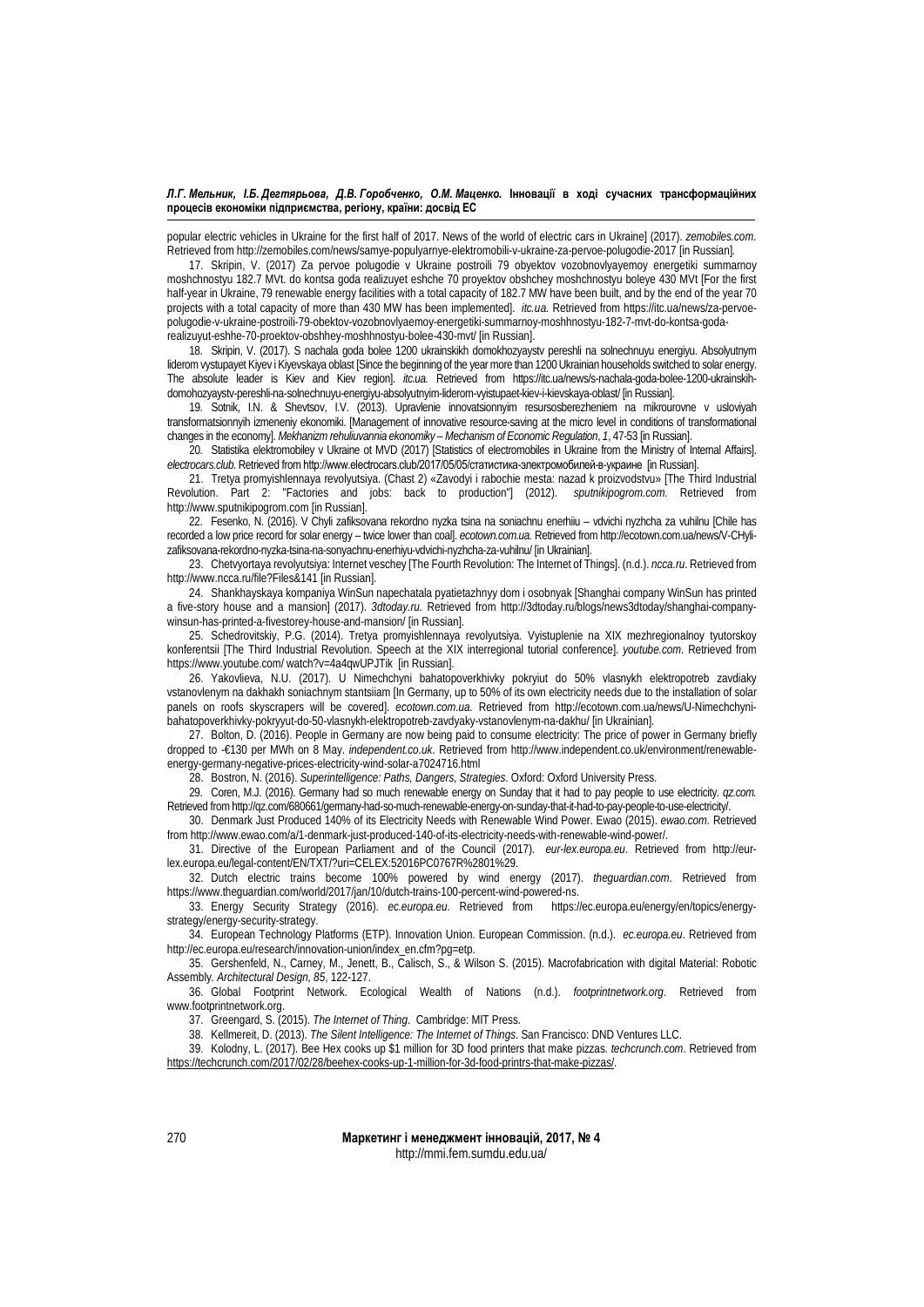popular electric vehicles in Ukraine for the first half of 2017. News of the world of electric cars in Ukraine] (2017). *zemobiles.com*. Retrieved from http://zemobiles.com/news/samye-populyarnye-elektromobili-v-ukraine-za-pervoe-polugodie-2017 [in Russian].

17. Skripin, V. (2017) Za pervoe polugodie v Ukraine postroili 79 obyektov vozobnovlyayemoy energetiki summarnoy moshchnostyu 182.7 MVt. do kontsa goda realizuyet eshche 70 proyektov obshchey moshchnostyu boleye 430 MVt [For the first half-year in Ukraine, 79 renewable energy facilities with a total capacity of 182.7 MW have been built, and by the end of the year 70 projects with a total capacity of more than 430 MW has been implemented]. *itc.ua.* Retrieved from https://itc.ua/news/za-pervoe-polugodie-v-ukraine-postroili-79-obektov-vozobnovlyaemoy-energetiki-summarnoy-moshhnostyu-182-7-mvt-do-kontsa-goda-realizuyut-eshhe-70-proektov-obshhey-moshhnostyu-bolee-430-mvt/ [in Russian].

18. Skripin, V. (2017). S nachala goda bolee 1200 ukrainskikh domokhozyaystv pereshli na solnechnuyu energiyu. Absolyutnym liderom vystupayet Kiyev i Kiyevskaya oblast [Since the beginning of the year more than 1200 Ukrainian households switched to solar energy. The absolute leader is Kiev and Kiev region]. *itc.ua.* Retrieved from https://itc.ua/news/s-nachala-goda-bolee-1200-ukrainskih-domohozyaystv-pereshli-na-solnechnuyu-energiyu-absolyutnyim-liderom-vyistupaet-kiev-i-kievskaya-oblast/ [in Russian].

19. Sotnik, I.N. & Shevtsov, I.V. (2013). Upravlenie innovatsionnyim resursosberezheniem na mikrourovne v usloviyah transformatsionnyih izmeneniy ekonomiki. [Management of innovative resource-saving at the micro level in conditions of transformational changes in the economy]. *Mekhanizm rehuliuvannia ekonomiky – Mechanism of Economic Regulation*, *1*, 47-53 [in Russian].

20. Statistika elektromobiley v Ukraine ot MVD (2017) [Statistics of electromobiles in Ukraine from the Ministry of Internal Affairs]. *electrocars.club*. Retrieved from http://www.electrocars.club/2017/05/05/статистика-электромобилей-в-украине [in Russian].

21. Tretya promyishlennaya revolyutsiya. (Chast 2) «Zavodyi i rabochie mesta: nazad k proizvodstvu» [The Third Industrial Revolution. Part 2: "Factories and jobs: back to production"] (2012). *sputnikipogrom.com.* Retrieved from http://www.sputnikipogrom.com [in Russian].

22. Fesenko, N. (2016). V Chyli zafiksovana rekordno nyzka tsina na soniachnu enerhiiu – vdvichi nyzhcha za vuhilnu [Chile has recorded a low price record for solar energy – twice lower than coal]. *ecotown.com.ua.* Retrieved from http://ecotown.com.ua/news/V-CHyli-zafiksovana-rekordno-nyzka-tsina-na-sonyachnu-enerhiyu-vdvichi-nyzhcha-za-vuhilnu/ [in Ukrainian].

23. Chetvyortaya revolyutsiya: Internet veschey [The Fourth Revolution: The Internet of Things]. (n.d.). *ncca.ru*. Retrieved from http://www.ncca.ru/file?Files&141 [in Russian].

24. Shankhayskaya kompaniya WinSun napechatala pyatietazhnyy dom i osobnyak [Shanghai company WinSun has printed a five-story house and a mansion] (2017). *3dtoday.ru.* Retrieved from http://3dtoday.ru/blogs/news3dtoday/shanghai-company-winsun-has-printed-a-fivestorey-house-and-mansion/ [in Russian].

25. Schedrovitskiy, P.G. (2014). Tretya promyishlennaya revolyutsiya. Vyistuplenie na XIX mezhregionalnoy tyutorskoy konferentsii [The Third Industrial Revolution. Speech at the XIX interregional tutorial conference]. *youtube.com*. Retrieved from https://www.youtube.com/ watch?v=4a4qwUPJTik [in Russian].

26. Yakovlieva, N.U. (2017). U Nimechchyni bahatopoverkhivky pokryiut do 50% vlasnykh elektropotreb zavdiaky vstanovlenym na dakhakh soniachnym stantsiiam [In Germany, up to 50% of its own electricity needs due to the installation of solar panels on roofs skyscrapers will be covered]. *ecotown.com.ua.* Retrieved from http://ecotown.com.ua/news/U-Nimechchyni-bahatopoverkhivky-pokryyut-do-50-vlasnykh-elektropotreb-zavdyaky-vstanovlenym-na-dakhu/ [in Ukrainian].

27. Bolton, D. (2016). People in Germany are now being paid to consume electricity: The price of power in Germany briefly dropped to -€130 per MWh on 8 May. *independent.co.uk*. Retrieved from http://www.independent.co.uk/environment/renewable-energy-germany-negative-prices-electricity-wind-solar-a7024716.html

28. Bostron, N. (2016). *Superintelligence: Paths, Dangers, Strategies*. Oxford: Oxford University Press.

29. Coren, M.J. (2016). Germany had so much renewable energy on Sunday that it had to pay people to use electricity. *qz.com.* Retrieved from http://qz.com/680661/germany-had-so-much-renewable-energy-on-sunday-that-it-had-to-pay-people-to-use-electricity/.

30. Denmark Just Produced 140% of its Electricity Needs with Renewable Wind Power. Ewao (2015). *ewao.com*. Retrieved from http://www.ewao.com/a/1-denmark-just-produced-140-of-its-electricity-needs-with-renewable-wind-power/.

31. Directive of the European Parliament and of the Council (2017). *eur-lex.europa.eu*. Retrieved from http://eur-lex.europa.eu/legal-content/EN/TXT/?uri=CELEX:52016PC0767R%2801%29.

32. Dutch electric trains become 100% powered by wind energy (2017). *theguardian.com*. Retrieved from https://www.theguardian.com/world/2017/jan/10/dutch-trains-100-percent-wind-powered-ns.

33. Energy Security Strategy (2016). *ec.europa.eu*. Retrieved from https://ec.europa.eu/energy/en/topics/energy-strategy/energy-security-strategy.

34. European Technology Platforms (ETP). Innovation Union. European Commission. (n.d.). *ec.europa.eu*. Retrieved from http://ec.europa.eu/research/innovation-union/index_en.cfm?pg=etp.

35. Gershenfeld, N., Carney, M., Jenett, B., Calisch, S., & Wilson S. (2015). Macrofabrication with digital Material: Robotic Assembly. *Architectural Design, 85*, 122-127.

36. Global Footprint Network. Ecological Wealth of Nations (n.d.). *footprintnetwork.org*. Retrieved from www.footprintnetwork.org.

37. Greengard, S. (2015). *The Internet of Thing*. Cambridge: MIT Press.

38. Kellmereit, D. (2013). *The Silent Intelligence: The Internet of Things*. San Francisco: DND Ventures LLC.

39. Kolodny, L. (2017). Bee Hex cooks up $1 million for 3D food printers that make pizzas. *techcrunch.com*. Retrieved from https://techcrunch.com/2017/02/28/beehex-cooks-up-1-million-for-3d-food-printrs-that-make-pizzas/.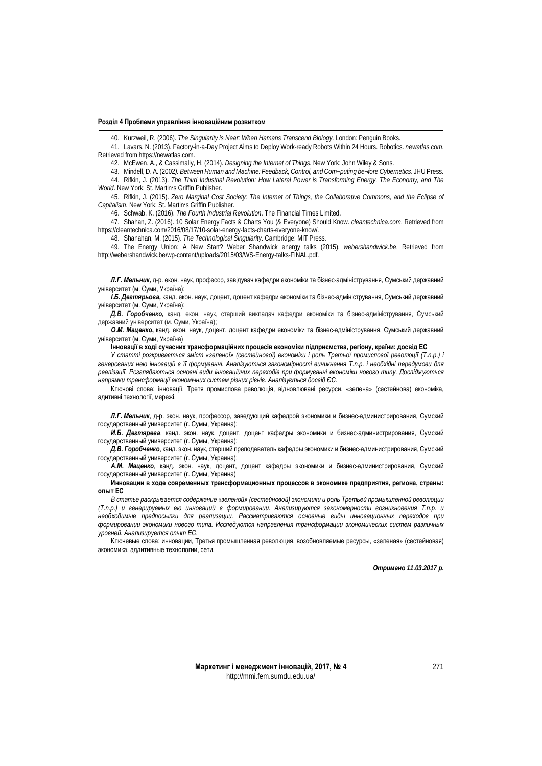40. Kurzweil, R. (2006). *The Singularity is Near: When Hamans Transcend Biology*. London: Penguin Books.

41. Lavars, N. (2013). Factory-in-a-Day Project Aims to Deploy Work-ready Robots Within 24 Hours. Robotics. *newatlas.com*. Retrieved from https://newatlas.com.

42. McEwen, A., & Cassimally, H. (2014). *Designing the Internet of Things*. New York: John Wiley & Sons.

43. Mindell, D. A. (2002*). Between Human and Machine: Feedback, Control, and Com¬puting be¬fore Cybernetics*. JHU Press.

44. Rifkin, J. (2013). *The Third Industrial Revolution: How Lateral Power is Transforming Energy, The Economy, and The World*. New York: St. Martin׳s Griffin Publisher.

45. Rifkin, J. (2015). *Zero Marginal Cost Society: The Internet of Things, the Collaborative Commons, and the Eclipse of Capitalism*. New York: St. Martin׳s Griffin Publisher.

46. Schwab, K. (2016). *The Fourth Industrial Revolution*. The Financial Times Limited.

47. Shahan, Z. (2016). 10 Solar Energy Facts & Charts You (& Everyone) Should Know. *cleantechnica.com*. Retrieved from https://cleantechnica.com/2016/08/17/10-solar-energy-facts-charts-everyone-know/.

48. Shanahan, M. (2015). *The Technological Singularity*. Cambridge: MIT Press.

49. The Energy Union: A New Start? Weber Shandwick energy talks (2015). *webershandwick.be*. Retrieved from http://webershandwick.be/wp-content/uploads/2015/03/WS-Energy-talks-FINAL.pdf.

***Л.Г. Мельник,*** д-р. екон. наук, професор, завідувач кафедри економіки та бізнес-адміністрування, Сумський державний університет (м. Суми, Україна);

***І.Б. Дегтярьова,*** канд. екон. наук, доцент, доцент кафедри економіки та бізнес-адміністрування, Сумський державний університет (м. Суми, Україна);

***Д.В. Горобченко,*** канд. екон. наук, старший викладач кафедри економіки та бізнес-адміністрування, Сумський державний університет (м. Суми, Україна);

***О.М. Маценко***, канд. екон. наук, доцент, доцент кафедри економіки та бізнес-адміністрування, Сумський державний університет (м. Суми, Україна)

**Інновації в ході сучасних трансформаційних процесів економіки підприємства, регіону, країни: досвід ЄС**

*У статті розкривається зміст «зеленої» (сестейнової) економіки і роль Третьої промислової революції (Т.п.р.) і генерованих нею інновацій в її формуванні. Аналізуються закономірності виникнення Т.п.р. і необхідні передумови для реалізації. Розглядаються основні види інноваційних переходів при формуванні економіки нового типу. Досліджуються напрямки трансформації економічних систем різних рівнів. Аналізується досвід ЄС.*

Ключові слова: інновації, Третя промислова революція, відновлювані ресурси, «зелена» (сестейнова) економіка, адитивні технології, мережі.

***Л.Г. Мельник***, д-р. экон. наук, профессор, заведующий кафедрой экономики и бизнес-администрирования, Сумский государственный университет (г. Сумы, Украина);

***И.Б. Дегтярева***, канд. экон. наук, доцент, доцент кафедры экономики и бизнес-администрирования, Сумский государственный университет (г. Сумы, Украина);

***Д.В. Горобченко***, канд. экон. наук, старший преподаватель кафедры экономики и бизнес-администрирования, Сумский государственный университет (г. Сумы, Украина);

***А.М. Маценко***, канд. экон. наук, доцент, доцент кафедры экономики и бизнес-администрирования, Сумский государственный университет (г. Сумы, Украина)

**Инновации в ходе современных трансформационных процессов в экономике предприятия, региона, страны: опыт ЕС**

*В статье раскрывается содержание «зеленой» (сестейновой) экономики и роль Третьей промышленной революции (Т.п.р.) и генерируемых ею инноваций в формировании. Анализируются закономерности возникновения Т.п.р. и необходимые предпосылки для реализации. Рассматриваются основные виды инновационных переходов при формировании экономики нового типа. Исследуются направления трансформации экономических систем различных уровней. Анализируется опыт ЕС.*

Ключевые слова: инновации, Третья промышленная революция, возобновляемые ресурсы, «зеленая» (сестейновая) экономика, аддитивные технологии, сети.

***Отримано 11.03.2017 р.***